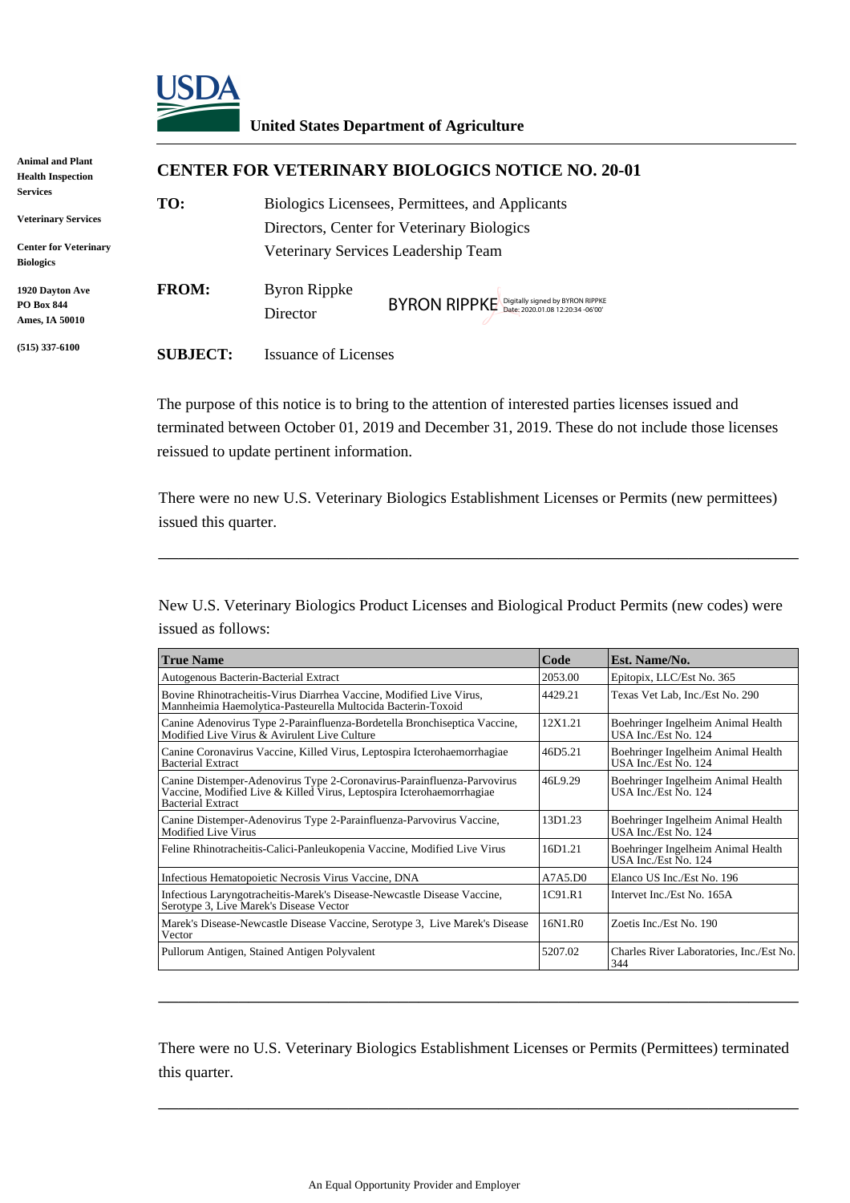**USDA**

**United States Department of Agriculture**

**Animal and Plant Health Inspection Services**

**Veterinary Services**

**Center for Veterinary Biologics**

**1920 Dayton Ave**
**PO Box 844**
**Ames, IA 50010**

**(515) 337-6100**

# CENTER FOR VETERINARY BIOLOGICS NOTICE NO. 20-01

**TO:** Biologics Licensees, Permittees, and Applicants
Directors, Center for Veterinary Biologics
Veterinary Services Leadership Team

**FROM:** Byron Rippke
Director

BYRON RIPPKE Digitally signed by BYRON RIPPKE Date: 2020.01.08 12:20:34 -06'00'

**SUBJECT:** Issuance of Licenses

The purpose of this notice is to bring to the attention of interested parties licenses issued and terminated between October 01, 2019 and December 31, 2019. These do not include those licenses reissued to update pertinent information.

There were no new U.S. Veterinary Biologics Establishment Licenses or Permits (new permittees) issued this quarter.

---

New U.S. Veterinary Biologics Product Licenses and Biological Product Permits (new codes) were issued as follows:

| True Name | Code | Est. Name/No. |
|---|---|---|
| Autogenous Bacterin-Bacterial Extract | 2053.00 | Epitopix, LLC/Est No. 365 |
| Bovine Rhinotracheitis-Virus Diarrhea Vaccine, Modified Live Virus, Mannheimia Haemolytica-Pasteurella Multocida Bacterin-Toxoid | 4429.21 | Texas Vet Lab, Inc./Est No. 290 |
| Canine Adenovirus Type 2-Parainfluenza-Bordetella Bronchiseptica Vaccine, Modified Live Virus & Avirulent Live Culture | 12X1.21 | Boehringer Ingelheim Animal Health USA Inc./Est No. 124 |
| Canine Coronavirus Vaccine, Killed Virus, Leptospira Icterohaemorrhagiae Bacterial Extract | 46D5.21 | Boehringer Ingelheim Animal Health USA Inc./Est No. 124 |
| Canine Distemper-Adenovirus Type 2-Coronavirus-Parainfluenza-Parvovirus Vaccine, Modified Live & Killed Virus, Leptospira Icterohaemorrhagiae Bacterial Extract | 46L9.29 | Boehringer Ingelheim Animal Health USA Inc./Est No. 124 |
| Canine Distemper-Adenovirus Type 2-Parainfluenza-Parvovirus Vaccine, Modified Live Virus | 13D1.23 | Boehringer Ingelheim Animal Health USA Inc./Est No. 124 |
| Feline Rhinotracheitis-Calici-Panleukopenia Vaccine, Modified Live Virus | 16D1.21 | Boehringer Ingelheim Animal Health USA Inc./Est No. 124 |
| Infectious Hematopoietic Necrosis Virus Vaccine, DNA | A7A5.D0 | Elanco US Inc./Est No. 196 |
| Infectious Laryngotracheitis-Marek's Disease-Newcastle Disease Vaccine, Serotype 3, Live Marek's Disease Vector | 1C91.R1 | Intervet Inc./Est No. 165A |
| Marek's Disease-Newcastle Disease Vaccine, Serotype 3, Live Marek's Disease Vector | 16N1.R0 | Zoetis Inc./Est No. 190 |
| Pullorum Antigen, Stained Antigen Polyvalent | 5207.02 | Charles River Laboratories, Inc./Est No. 344 |

---

There were no U.S. Veterinary Biologics Establishment Licenses or Permits (Permittees) terminated this quarter.

---

An Equal Opportunity Provider and Employer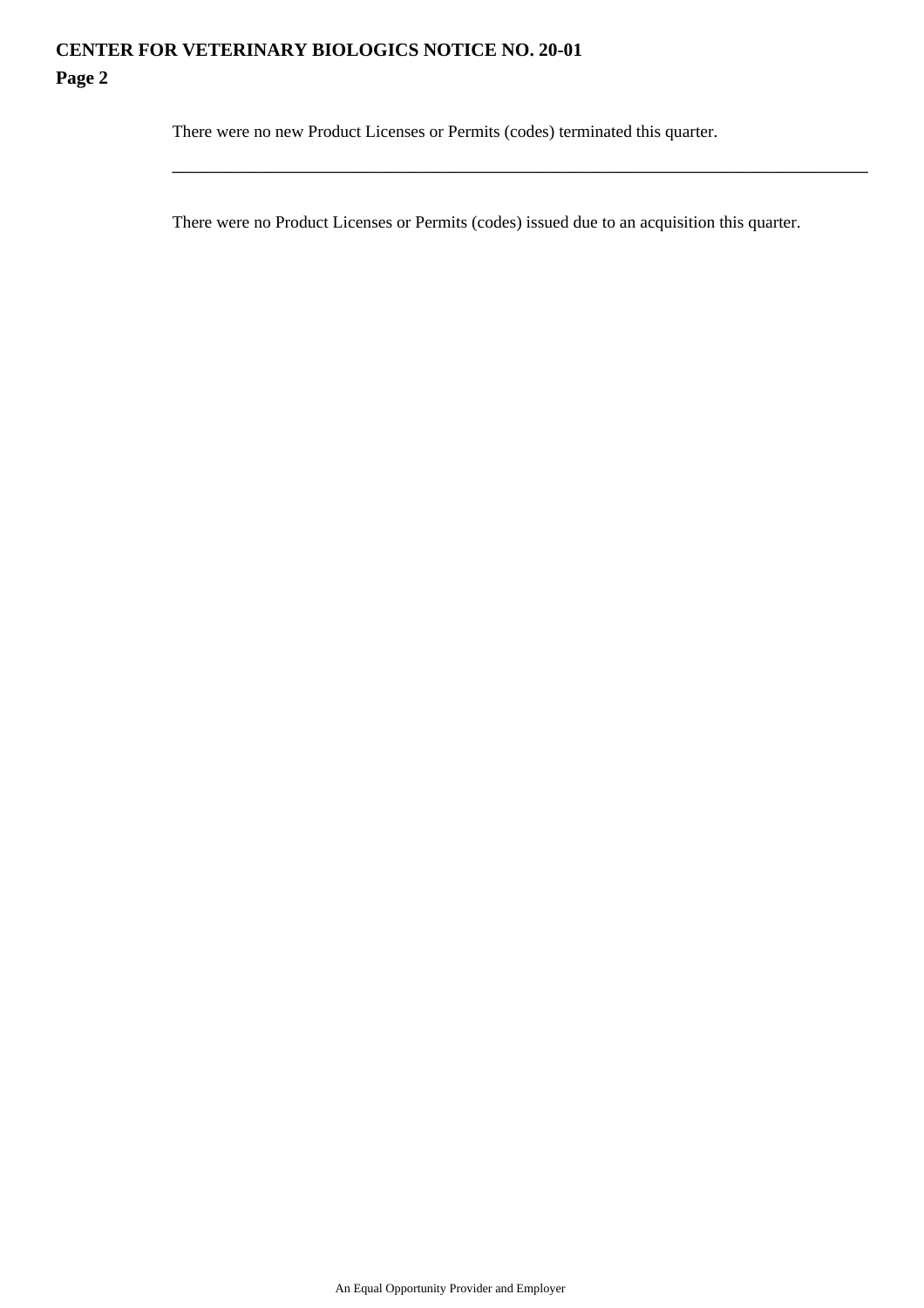There were no new Product Licenses or Permits (codes) terminated this quarter.

---

There were no Product Licenses or Permits (codes) issued due to an acquisition this quarter.

An Equal Opportunity Provider and Employer